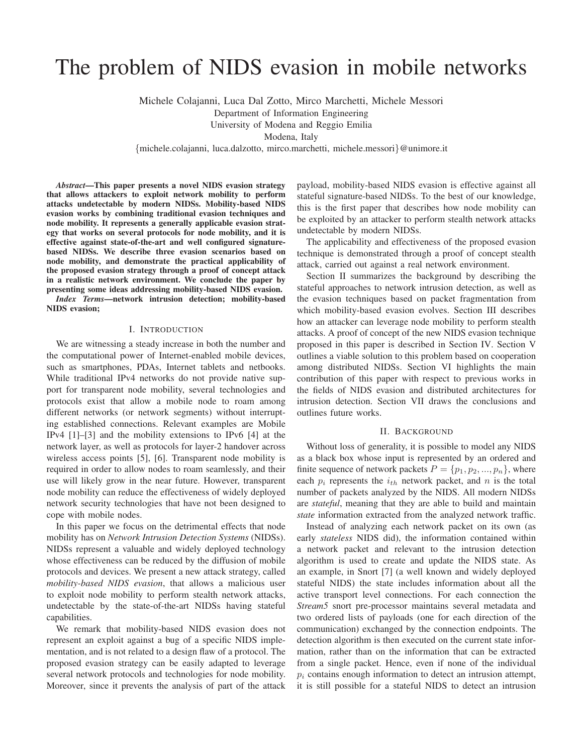# The problem of NIDS evasion in mobile networks

Michele Colajanni, Luca Dal Zotto, Mirco Marchetti, Michele Messori
Department of Information Engineering
University of Modena and Reggio Emilia
Modena, Italy
{michele.colajanni, luca.dalzotto, mirco.marchetti, michele.messori}@unimore.it

***Abstract*—This paper presents a novel NIDS evasion strategy that allows attackers to exploit network mobility to perform attacks undetectable by modern NIDSs. Mobility-based NIDS evasion works by combining traditional evasion techniques and node mobility. It represents a generally applicable evasion strategy that works on several protocols for node mobility, and it is effective against state-of-the-art and well configured signature-based NIDSs. We describe three evasion scenarios based on node mobility, and demonstrate the practical applicability of the proposed evasion strategy through a proof of concept attack in a realistic network environment. We conclude the paper by presenting some ideas addressing mobility-based NIDS evasion.**

***Index Terms*—network intrusion detection; mobility-based NIDS evasion;**

## I. Introduction

We are witnessing a steady increase in both the number and the computational power of Internet-enabled mobile devices, such as smartphones, PDAs, Internet tablets and netbooks. While traditional IPv4 networks do not provide native support for transparent node mobility, several technologies and protocols exist that allow a mobile node to roam among different networks (or network segments) without interrupting established connections. Relevant examples are Mobile IPv4 [1]–[3] and the mobility extensions to IPv6 [4] at the network layer, as well as protocols for layer-2 handover across wireless access points [5], [6]. Transparent node mobility is required in order to allow nodes to roam seamlessly, and their use will likely grow in the near future. However, transparent node mobility can reduce the effectiveness of widely deployed network security technologies that have not been designed to cope with mobile nodes.

In this paper we focus on the detrimental effects that node mobility has on *Network Intrusion Detection Systems* (NIDSs). NIDSs represent a valuable and widely deployed technology whose effectiveness can be reduced by the diffusion of mobile protocols and devices. We present a new attack strategy, called *mobility-based NIDS evasion*, that allows a malicious user to exploit node mobility to perform stealth network attacks, undetectable by the state-of-the-art NIDSs having stateful capabilities.

We remark that mobility-based NIDS evasion does not represent an exploit against a bug of a specific NIDS implementation, and is not related to a design flaw of a protocol. The proposed evasion strategy can be easily adapted to leverage several network protocols and technologies for node mobility. Moreover, since it prevents the analysis of part of the attack payload, mobility-based NIDS evasion is effective against all stateful signature-based NIDSs. To the best of our knowledge, this is the first paper that describes how node mobility can be exploited by an attacker to perform stealth network attacks undetectable by modern NIDSs.

The applicability and effectiveness of the proposed evasion technique is demonstrated through a proof of concept stealth attack, carried out against a real network environment.

Section II summarizes the background by describing the stateful approaches to network intrusion detection, as well as the evasion techniques based on packet fragmentation from which mobility-based evasion evolves. Section III describes how an attacker can leverage node mobility to perform stealth attacks. A proof of concept of the new NIDS evasion technique proposed in this paper is described in Section IV. Section V outlines a viable solution to this problem based on cooperation among distributed NIDSs. Section VI highlights the main contribution of this paper with respect to previous works in the fields of NIDS evasion and distributed architectures for intrusion detection. Section VII draws the conclusions and outlines future works.

## II. Background

Without loss of generality, it is possible to model any NIDS as a black box whose input is represented by an ordered and finite sequence of network packets $P = \{p_1, p_2, ..., p_n\}$, where each $p_i$ represents the $i_{th}$ network packet, and $n$ is the total number of packets analyzed by the NIDS. All modern NIDSs are *stateful*, meaning that they are able to build and maintain *state* information extracted from the analyzed network traffic.

Instead of analyzing each network packet on its own (as early *stateless* NIDS did), the information contained within a network packet and relevant to the intrusion detection algorithm is used to create and update the NIDS state. As an example, in Snort [7] (a well known and widely deployed stateful NIDS) the state includes information about all the active transport level connections. For each connection the *Stream5* snort pre-processor maintains several metadata and two ordered lists of payloads (one for each direction of the communication) exchanged by the connection endpoints. The detection algorithm is then executed on the current state information, rather than on the information that can be extracted from a single packet. Hence, even if none of the individual $p_i$ contains enough information to detect an intrusion attempt, it is still possible for a stateful NIDS to detect an intrusion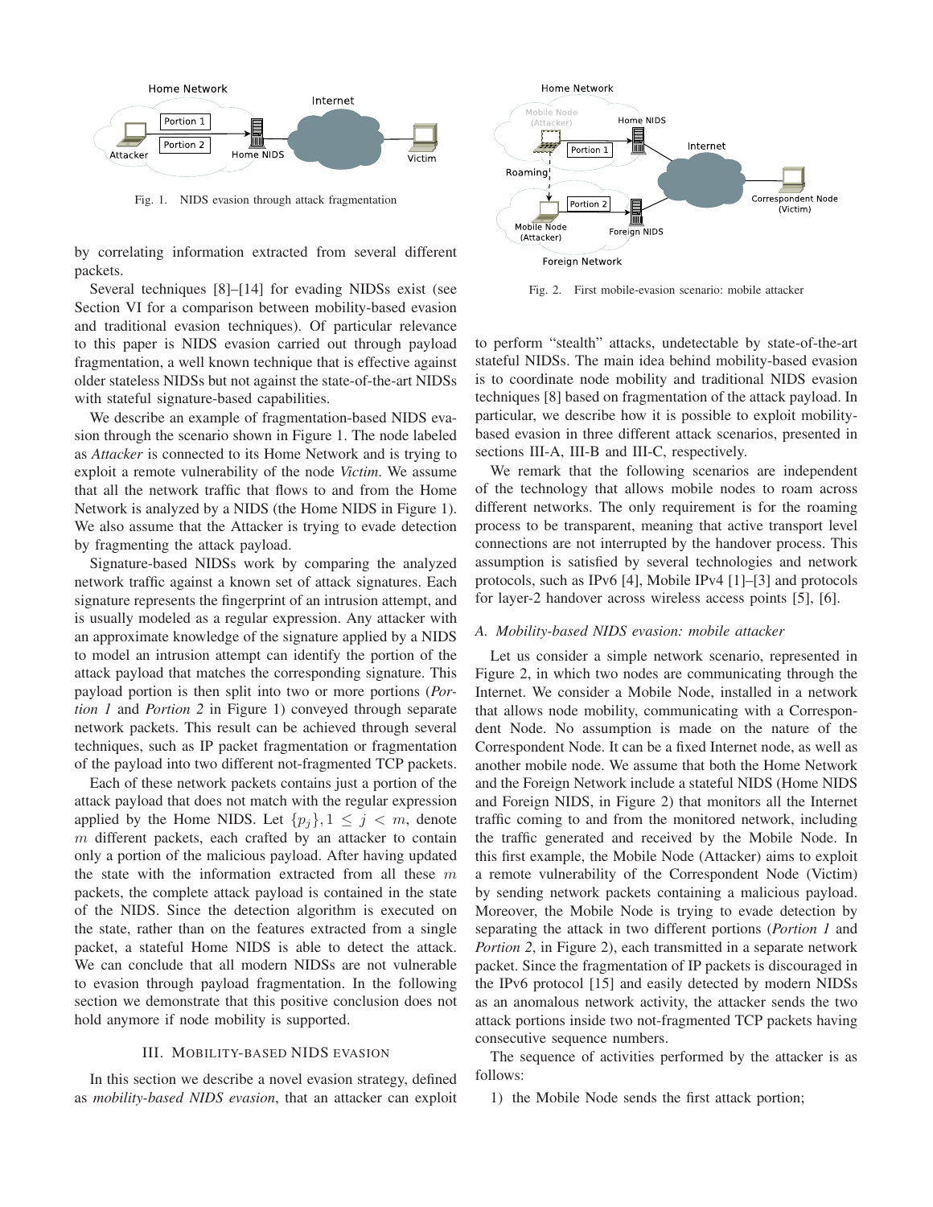Fig. 1. NIDS evasion through attack fragmentation

by correlating information extracted from several different packets.

Several techniques [8]–[14] for evading NIDSs exist (see Section VI for a comparison between mobility-based evasion and traditional evasion techniques). Of particular relevance to this paper is NIDS evasion carried out through payload fragmentation, a well known technique that is effective against older stateless NIDSs but not against the state-of-the-art NIDSs with stateful signature-based capabilities.

We describe an example of fragmentation-based NIDS evasion through the scenario shown in Figure 1. The node labeled as *Attacker* is connected to its Home Network and is trying to exploit a remote vulnerability of the node *Victim*. We assume that all the network traffic that flows to and from the Home Network is analyzed by a NIDS (the Home NIDS in Figure 1). We also assume that the Attacker is trying to evade detection by fragmenting the attack payload.

Signature-based NIDSs work by comparing the analyzed network traffic against a known set of attack signatures. Each signature represents the fingerprint of an intrusion attempt, and is usually modeled as a regular expression. Any attacker with an approximate knowledge of the signature applied by a NIDS to model an intrusion attempt can identify the portion of the attack payload that matches the corresponding signature. This payload portion is then split into two or more portions (*Portion 1* and *Portion 2* in Figure 1) conveyed through separate network packets. This result can be achieved through several techniques, such as IP packet fragmentation or fragmentation of the payload into two different not-fragmented TCP packets.

Each of these network packets contains just a portion of the attack payload that does not match with the regular expression applied by the Home NIDS. Let $\{p_j\}, 1 \leq j < m$, denote $m$ different packets, each crafted by an attacker to contain only a portion of the malicious payload. After having updated the state with the information extracted from all these $m$ packets, the complete attack payload is contained in the state of the NIDS. Since the detection algorithm is executed on the state, rather than on the features extracted from a single packet, a stateful Home NIDS is able to detect the attack. We can conclude that all modern NIDSs are not vulnerable to evasion through payload fragmentation. In the following section we demonstrate that this positive conclusion does not hold anymore if node mobility is supported.

## III. Mobility-based NIDS evasion

In this section we describe a novel evasion strategy, defined as *mobility-based NIDS evasion*, that an attacker can exploit to perform "stealth" attacks, undetectable by state-of-the-art stateful NIDSs. The main idea behind mobility-based evasion is to coordinate node mobility and traditional NIDS evasion techniques [8] based on fragmentation of the attack payload. In particular, we describe how it is possible to exploit mobility-based evasion in three different attack scenarios, presented in sections III-A, III-B and III-C, respectively.

Fig. 2. First mobile-evasion scenario: mobile attacker

We remark that the following scenarios are independent of the technology that allows mobile nodes to roam across different networks. The only requirement is for the roaming process to be transparent, meaning that active transport level connections are not interrupted by the handover process. This assumption is satisfied by several technologies and network protocols, such as IPv6 [4], Mobile IPv4 [1]–[3] and protocols for layer-2 handover across wireless access points [5], [6].

### A. Mobility-based NIDS evasion: mobile attacker

Let us consider a simple network scenario, represented in Figure 2, in which two nodes are communicating through the Internet. We consider a Mobile Node, installed in a network that allows node mobility, communicating with a Correspondent Node. No assumption is made on the nature of the Correspondent Node. It can be a fixed Internet node, as well as another mobile node. We assume that both the Home Network and the Foreign Network include a stateful NIDS (Home NIDS and Foreign NIDS, in Figure 2) that monitors all the Internet traffic coming to and from the monitored network, including the traffic generated and received by the Mobile Node. In this first example, the Mobile Node (Attacker) aims to exploit a remote vulnerability of the Correspondent Node (Victim) by sending network packets containing a malicious payload. Moreover, the Mobile Node is trying to evade detection by separating the attack in two different portions (*Portion 1* and *Portion 2*, in Figure 2), each transmitted in a separate network packet. Since the fragmentation of IP packets is discouraged in the IPv6 protocol [15] and easily detected by modern NIDSs as an anomalous network activity, the attacker sends the two attack portions inside two not-fragmented TCP packets having consecutive sequence numbers.

The sequence of activities performed by the attacker is as follows:

1) the Mobile Node sends the first attack portion;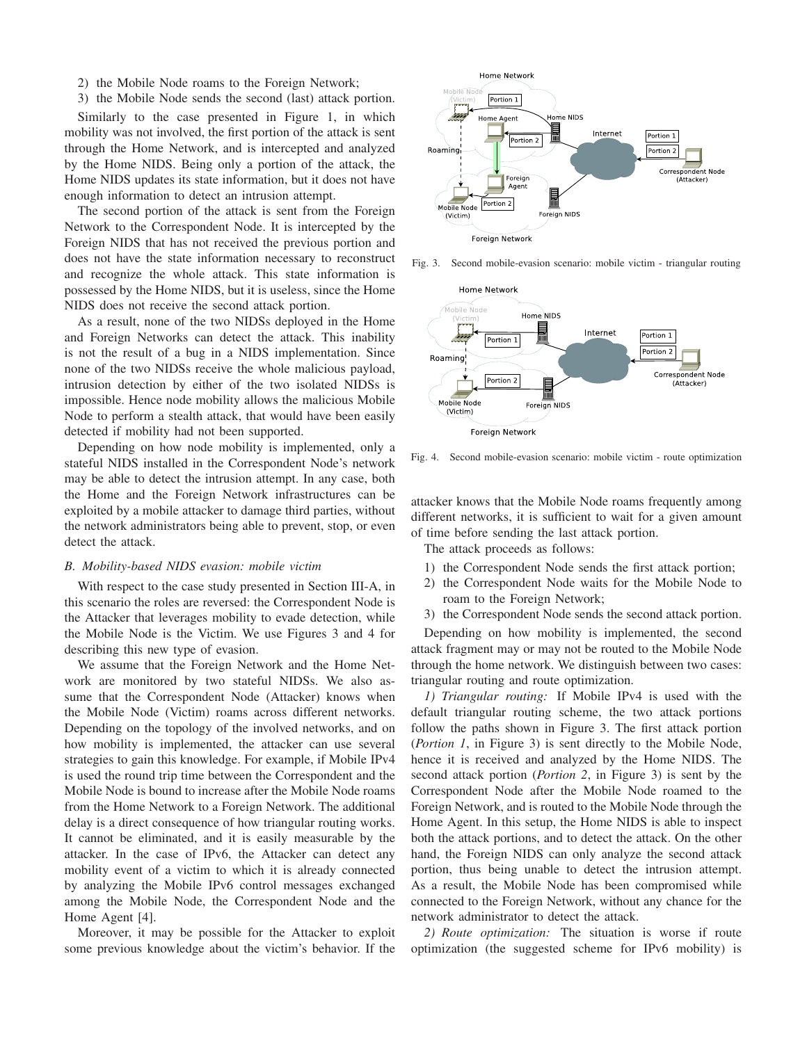2) the Mobile Node roams to the Foreign Network;
3) the Mobile Node sends the second (last) attack portion.

Similarly to the case presented in Figure 1, in which mobility was not involved, the first portion of the attack is sent through the Home Network, and is intercepted and analyzed by the Home NIDS. Being only a portion of the attack, the Home NIDS updates its state information, but it does not have enough information to detect an intrusion attempt.

The second portion of the attack is sent from the Foreign Network to the Correspondent Node. It is intercepted by the Foreign NIDS that has not received the previous portion and does not have the state information necessary to reconstruct and recognize the whole attack. This state information is possessed by the Home NIDS, but it is useless, since the Home NIDS does not receive the second attack portion.

As a result, none of the two NIDSs deployed in the Home and Foreign Networks can detect the attack. This inability is not the result of a bug in a NIDS implementation. Since none of the two NIDSs receive the whole malicious payload, intrusion detection by either of the two isolated NIDSs is impossible. Hence node mobility allows the malicious Mobile Node to perform a stealth attack, that would have been easily detected if mobility had not been supported.

Depending on how node mobility is implemented, only a stateful NIDS installed in the Correspondent Node's network may be able to detect the intrusion attempt. In any case, both the Home and the Foreign Network infrastructures can be exploited by a mobile attacker to damage third parties, without the network administrators being able to prevent, stop, or even detect the attack.

### B. Mobility-based NIDS evasion: mobile victim

With respect to the case study presented in Section III-A, in this scenario the roles are reversed: the Correspondent Node is the Attacker that leverages mobility to evade detection, while the Mobile Node is the Victim. We use Figures 3 and 4 for describing this new type of evasion.

We assume that the Foreign Network and the Home Network are monitored by two stateful NIDSs. We also assume that the Correspondent Node (Attacker) knows when the Mobile Node (Victim) roams across different networks. Depending on the topology of the involved networks, and on how mobility is implemented, the attacker can use several strategies to gain this knowledge. For example, if Mobile IPv4 is used the round trip time between the Correspondent and the Mobile Node is bound to increase after the Mobile Node roams from the Home Network to a Foreign Network. The additional delay is a direct consequence of how triangular routing works. It cannot be eliminated, and it is easily measurable by the attacker. In the case of IPv6, the Attacker can detect any mobility event of a victim to which it is already connected by analyzing the Mobile IPv6 control messages exchanged among the Mobile Node, the Correspondent Node and the Home Agent [4].

Moreover, it may be possible for the Attacker to exploit some previous knowledge about the victim's behavior. If the attacker knows that the Mobile Node roams frequently among different networks, it is sufficient to wait for a given amount of time before sending the last attack portion.

Fig. 3. Second mobile-evasion scenario: mobile victim - triangular routing

Fig. 4. Second mobile-evasion scenario: mobile victim - route optimization

The attack proceeds as follows:

1) the Correspondent Node sends the first attack portion;
2) the Correspondent Node waits for the Mobile Node to roam to the Foreign Network;
3) the Correspondent Node sends the second attack portion.

Depending on how mobility is implemented, the second attack fragment may or may not be routed to the Mobile Node through the home network. We distinguish between two cases: triangular routing and route optimization.

*1) Triangular routing:* If Mobile IPv4 is used with the default triangular routing scheme, the two attack portions follow the paths shown in Figure 3. The first attack portion (*Portion 1*, in Figure 3) is sent directly to the Mobile Node, hence it is received and analyzed by the Home NIDS. The second attack portion (*Portion 2*, in Figure 3) is sent by the Correspondent Node after the Mobile Node roamed to the Foreign Network, and is routed to the Mobile Node through the Home Agent. In this setup, the Home NIDS is able to inspect both the attack portions, and to detect the attack. On the other hand, the Foreign NIDS can only analyze the second attack portion, thus being unable to detect the intrusion attempt. As a result, the Mobile Node has been compromised while connected to the Foreign Network, without any chance for the network administrator to detect the attack.

*2) Route optimization:* The situation is worse if route optimization (the suggested scheme for IPv6 mobility) is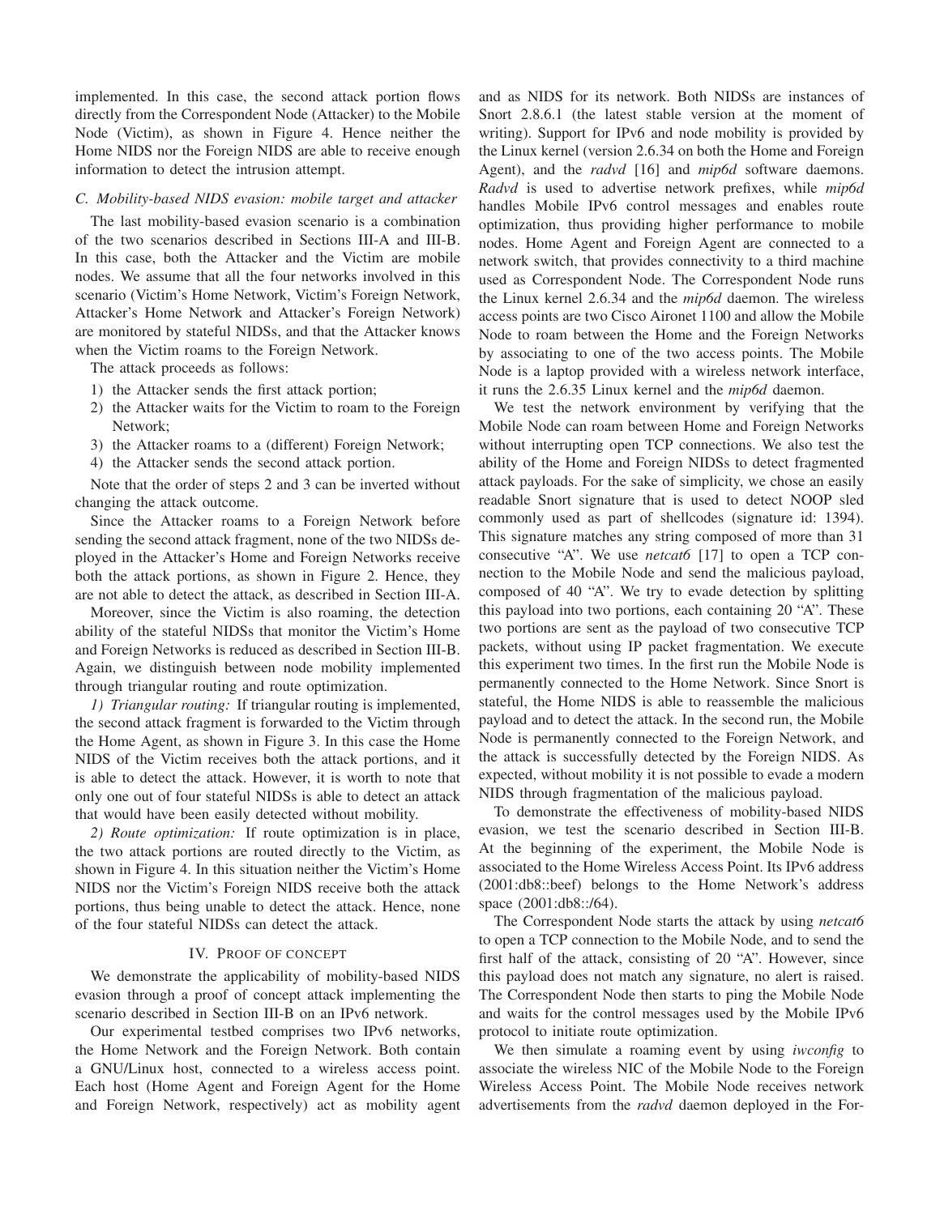implemented. In this case, the second attack portion flows directly from the Correspondent Node (Attacker) to the Mobile Node (Victim), as shown in Figure 4. Hence neither the Home NIDS nor the Foreign NIDS are able to receive enough information to detect the intrusion attempt.

### C. Mobility-based NIDS evasion: mobile target and attacker

The last mobility-based evasion scenario is a combination of the two scenarios described in Sections III-A and III-B. In this case, both the Attacker and the Victim are mobile nodes. We assume that all the four networks involved in this scenario (Victim's Home Network, Victim's Foreign Network, Attacker's Home Network and Attacker's Foreign Network) are monitored by stateful NIDSs, and that the Attacker knows when the Victim roams to the Foreign Network.

The attack proceeds as follows:

1) the Attacker sends the first attack portion;
2) the Attacker waits for the Victim to roam to the Foreign Network;
3) the Attacker roams to a (different) Foreign Network;
4) the Attacker sends the second attack portion.

Note that the order of steps 2 and 3 can be inverted without changing the attack outcome.

Since the Attacker roams to a Foreign Network before sending the second attack fragment, none of the two NIDSs deployed in the Attacker's Home and Foreign Networks receive both the attack portions, as shown in Figure 2. Hence, they are not able to detect the attack, as described in Section III-A.

Moreover, since the Victim is also roaming, the detection ability of the stateful NIDSs that monitor the Victim's Home and Foreign Networks is reduced as described in Section III-B. Again, we distinguish between node mobility implemented through triangular routing and route optimization.

*1) Triangular routing:* If triangular routing is implemented, the second attack fragment is forwarded to the Victim through the Home Agent, as shown in Figure 3. In this case the Home NIDS of the Victim receives both the attack portions, and it is able to detect the attack. However, it is worth to note that only one out of four stateful NIDSs is able to detect an attack that would have been easily detected without mobility.

*2) Route optimization:* If route optimization is in place, the two attack portions are routed directly to the Victim, as shown in Figure 4. In this situation neither the Victim's Home NIDS nor the Victim's Foreign NIDS receive both the attack portions, thus being unable to detect the attack. Hence, none of the four stateful NIDSs can detect the attack.

## IV. Proof of Concept

We demonstrate the applicability of mobility-based NIDS evasion through a proof of concept attack implementing the scenario described in Section III-B on an IPv6 network.

Our experimental testbed comprises two IPv6 networks, the Home Network and the Foreign Network. Both contain a GNU/Linux host, connected to a wireless access point. Each host (Home Agent and Foreign Agent for the Home and Foreign Network, respectively) act as mobility agent and as NIDS for its network. Both NIDSs are instances of Snort 2.8.6.1 (the latest stable version at the moment of writing). Support for IPv6 and node mobility is provided by the Linux kernel (version 2.6.34 on both the Home and Foreign Agent), and the *radvd* [16] and *mip6d* software daemons. *Radvd* is used to advertise network prefixes, while *mip6d* handles Mobile IPv6 control messages and enables route optimization, thus providing higher performance to mobile nodes. Home Agent and Foreign Agent are connected to a network switch, that provides connectivity to a third machine used as Correspondent Node. The Correspondent Node runs the Linux kernel 2.6.34 and the *mip6d* daemon. The wireless access points are two Cisco Aironet 1100 and allow the Mobile Node to roam between the Home and the Foreign Networks by associating to one of the two access points. The Mobile Node is a laptop provided with a wireless network interface, it runs the 2.6.35 Linux kernel and the *mip6d* daemon.

We test the network environment by verifying that the Mobile Node can roam between Home and Foreign Networks without interrupting open TCP connections. We also test the ability of the Home and Foreign NIDSs to detect fragmented attack payloads. For the sake of simplicity, we chose an easily readable Snort signature that is used to detect NOOP sled commonly used as part of shellcodes (signature id: 1394). This signature matches any string composed of more than 31 consecutive "A". We use *netcat6* [17] to open a TCP connection to the Mobile Node and send the malicious payload, composed of 40 "A". We try to evade detection by splitting this payload into two portions, each containing 20 "A". These two portions are sent as the payload of two consecutive TCP packets, without using IP packet fragmentation. We execute this experiment two times. In the first run the Mobile Node is permanently connected to the Home Network. Since Snort is stateful, the Home NIDS is able to reassemble the malicious payload and to detect the attack. In the second run, the Mobile Node is permanently connected to the Foreign Network, and the attack is successfully detected by the Foreign NIDS. As expected, without mobility it is not possible to evade a modern NIDS through fragmentation of the malicious payload.

To demonstrate the effectiveness of mobility-based NIDS evasion, we test the scenario described in Section III-B. At the beginning of the experiment, the Mobile Node is associated to the Home Wireless Access Point. Its IPv6 address (2001:db8::beef) belongs to the Home Network's address space (2001:db8::/64).

The Correspondent Node starts the attack by using *netcat6* to open a TCP connection to the Mobile Node, and to send the first half of the attack, consisting of 20 "A". However, since this payload does not match any signature, no alert is raised. The Correspondent Node then starts to ping the Mobile Node and waits for the control messages used by the Mobile IPv6 protocol to initiate route optimization.

We then simulate a roaming event by using *iwconfig* to associate the wireless NIC of the Mobile Node to the Foreign Wireless Access Point. The Mobile Node receives network advertisements from the *radvd* daemon deployed in the For-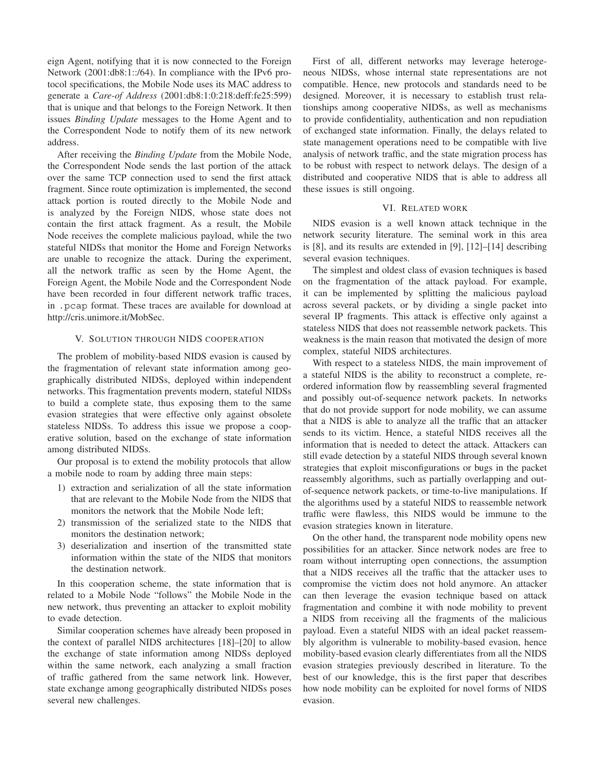eign Agent, notifying that it is now connected to the Foreign Network (2001:db8:1::/64). In compliance with the IPv6 protocol specifications, the Mobile Node uses its MAC address to generate a *Care-of Address* (2001:db8:1:0:218:deff:fe25:599) that is unique and that belongs to the Foreign Network. It then issues *Binding Update* messages to the Home Agent and to the Correspondent Node to notify them of its new network address.

After receiving the *Binding Update* from the Mobile Node, the Correspondent Node sends the last portion of the attack over the same TCP connection used to send the first attack fragment. Since route optimization is implemented, the second attack portion is routed directly to the Mobile Node and is analyzed by the Foreign NIDS, whose state does not contain the first attack fragment. As a result, the Mobile Node receives the complete malicious payload, while the two stateful NIDSs that monitor the Home and Foreign Networks are unable to recognize the attack. During the experiment, all the network traffic as seen by the Home Agent, the Foreign Agent, the Mobile Node and the Correspondent Node have been recorded in four different network traffic traces, in `.pcap` format. These traces are available for download at http://cris.unimore.it/MobSec.

## V. Solution through NIDS cooperation

The problem of mobility-based NIDS evasion is caused by the fragmentation of relevant state information among geographically distributed NIDSs, deployed within independent networks. This fragmentation prevents modern, stateful NIDSs to build a complete state, thus exposing them to the same evasion strategies that were effective only against obsolete stateless NIDSs. To address this issue we propose a cooperative solution, based on the exchange of state information among distributed NIDSs.

Our proposal is to extend the mobility protocols that allow a mobile node to roam by adding three main steps:

1) extraction and serialization of all the state information that are relevant to the Mobile Node from the NIDS that monitors the network that the Mobile Node left;
2) transmission of the serialized state to the NIDS that monitors the destination network;
3) deserialization and insertion of the transmitted state information within the state of the NIDS that monitors the destination network.

In this cooperation scheme, the state information that is related to a Mobile Node "follows" the Mobile Node in the new network, thus preventing an attacker to exploit mobility to evade detection.

Similar cooperation schemes have already been proposed in the context of parallel NIDS architectures [18]–[20] to allow the exchange of state information among NIDSs deployed within the same network, each analyzing a small fraction of traffic gathered from the same network link. However, state exchange among geographically distributed NIDSs poses several new challenges.

First of all, different networks may leverage heterogeneous NIDSs, whose internal state representations are not compatible. Hence, new protocols and standards need to be designed. Moreover, it is necessary to establish trust relationships among cooperative NIDSs, as well as mechanisms to provide confidentiality, authentication and non repudiation of exchanged state information. Finally, the delays related to state management operations need to be compatible with live analysis of network traffic, and the state migration process has to be robust with respect to network delays. The design of a distributed and cooperative NIDS that is able to address all these issues is still ongoing.

## VI. Related work

NIDS evasion is a well known attack technique in the network security literature. The seminal work in this area is [8], and its results are extended in [9], [12]–[14] describing several evasion techniques.

The simplest and oldest class of evasion techniques is based on the fragmentation of the attack payload. For example, it can be implemented by splitting the malicious payload across several packets, or by dividing a single packet into several IP fragments. This attack is effective only against a stateless NIDS that does not reassemble network packets. This weakness is the main reason that motivated the design of more complex, stateful NIDS architectures.

With respect to a stateless NIDS, the main improvement of a stateful NIDS is the ability to reconstruct a complete, reordered information flow by reassembling several fragmented and possibly out-of-sequence network packets. In networks that do not provide support for node mobility, we can assume that a NIDS is able to analyze all the traffic that an attacker sends to its victim. Hence, a stateful NIDS receives all the information that is needed to detect the attack. Attackers can still evade detection by a stateful NIDS through several known strategies that exploit misconfigurations or bugs in the packet reassembly algorithms, such as partially overlapping and out-of-sequence network packets, or time-to-live manipulations. If the algorithms used by a stateful NIDS to reassemble network traffic were flawless, this NIDS would be immune to the evasion strategies known in literature.

On the other hand, the transparent node mobility opens new possibilities for an attacker. Since network nodes are free to roam without interrupting open connections, the assumption that a NIDS receives all the traffic that the attacker uses to compromise the victim does not hold anymore. An attacker can then leverage the evasion technique based on attack fragmentation and combine it with node mobility to prevent a NIDS from receiving all the fragments of the malicious payload. Even a stateful NIDS with an ideal packet reassembly algorithm is vulnerable to mobility-based evasion, hence mobility-based evasion clearly differentiates from all the NIDS evasion strategies previously described in literature. To the best of our knowledge, this is the first paper that describes how node mobility can be exploited for novel forms of NIDS evasion.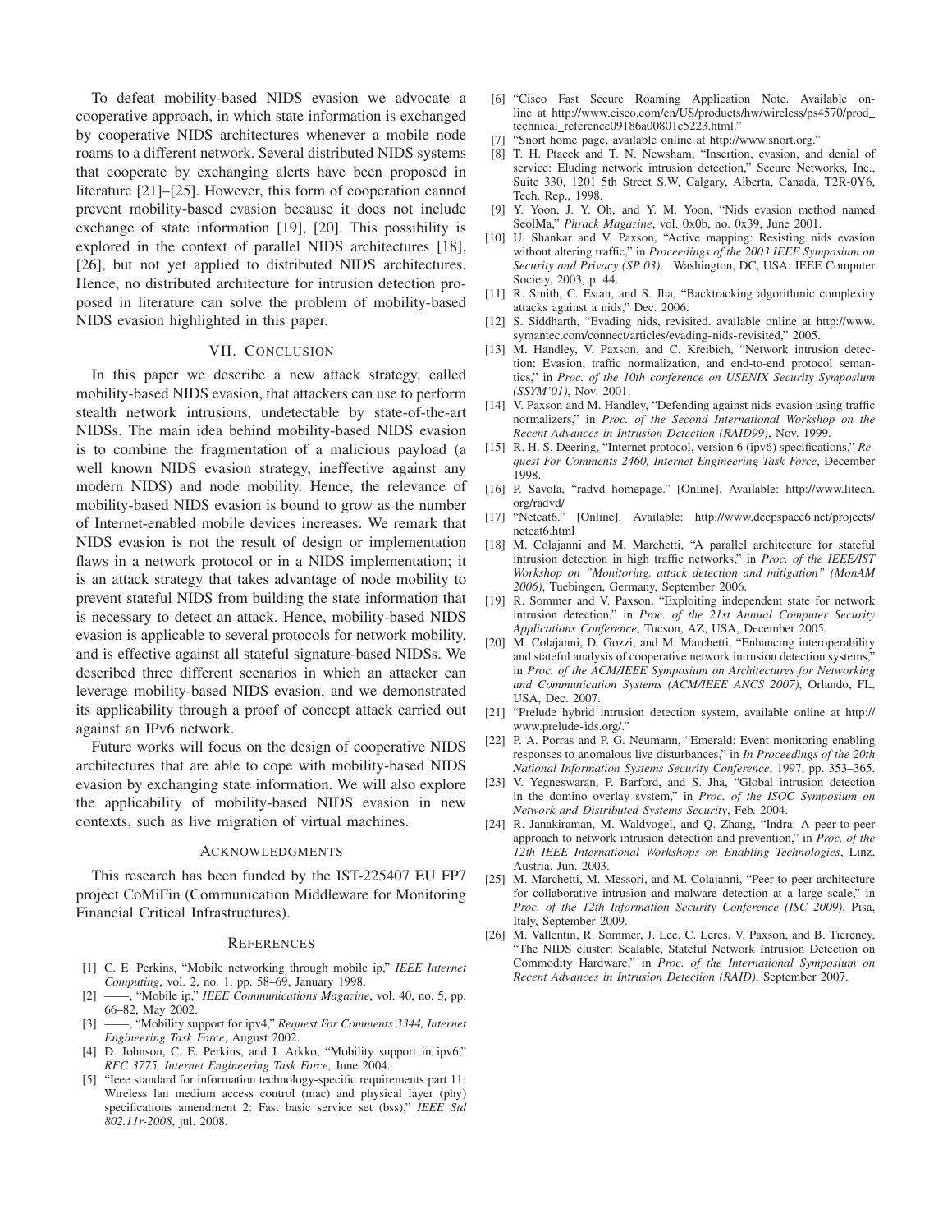To defeat mobility-based NIDS evasion we advocate a cooperative approach, in which state information is exchanged by cooperative NIDS architectures whenever a mobile node roams to a different network. Several distributed NIDS systems that cooperate by exchanging alerts have been proposed in literature [21]–[25]. However, this form of cooperation cannot prevent mobility-based evasion because it does not include exchange of state information [19], [20]. This possibility is explored in the context of parallel NIDS architectures [18], [26], but not yet applied to distributed NIDS architectures. Hence, no distributed architecture for intrusion detection proposed in literature can solve the problem of mobility-based NIDS evasion highlighted in this paper.

## VII. Conclusion

In this paper we describe a new attack strategy, called mobility-based NIDS evasion, that attackers can use to perform stealth network intrusions, undetectable by state-of-the-art NIDSs. The main idea behind mobility-based NIDS evasion is to combine the fragmentation of a malicious payload (a well known NIDS evasion strategy, ineffective against any modern NIDS) and node mobility. Hence, the relevance of mobility-based NIDS evasion is bound to grow as the number of Internet-enabled mobile devices increases. We remark that NIDS evasion is not the result of design or implementation flaws in a network protocol or in a NIDS implementation; it is an attack strategy that takes advantage of node mobility to prevent stateful NIDS from building the state information that is necessary to detect an attack. Hence, mobility-based NIDS evasion is applicable to several protocols for network mobility, and is effective against all stateful signature-based NIDSs. We described three different scenarios in which an attacker can leverage mobility-based NIDS evasion, and we demonstrated its applicability through a proof of concept attack carried out against an IPv6 network.

Future works will focus on the design of cooperative NIDS architectures that are able to cope with mobility-based NIDS evasion by exchanging state information. We will also explore the applicability of mobility-based NIDS evasion in new contexts, such as live migration of virtual machines.

## Acknowledgments

This research has been funded by the IST-225407 EU FP7 project CoMiFin (Communication Middleware for Monitoring Financial Critical Infrastructures).

## References

[1] C. E. Perkins, "Mobile networking through mobile ip," *IEEE Internet Computing*, vol. 2, no. 1, pp. 58–69, January 1998.

[2] ——, "Mobile ip," *IEEE Communications Magazine*, vol. 40, no. 5, pp. 66–82, May 2002.

[3] ——, "Mobility support for ipv4," *Request For Comments 3344, Internet Engineering Task Force*, August 2002.

[4] D. Johnson, C. E. Perkins, and J. Arkko, "Mobility support in ipv6," *RFC 3775, Internet Engineering Task Force*, June 2004.

[5] "Ieee standard for information technology-specific requirements part 11: Wireless lan medium access control (mac) and physical layer (phy) specifications amendment 2: Fast basic service set (bss)," *IEEE Std 802.11r-2008*, jul. 2008.

[6] "Cisco Fast Secure Roaming Application Note. Available online at http://www.cisco.com/en/US/products/hw/wireless/ps4570/prod_technical_reference09186a00801c5223.html."

[7] "Snort home page, available online at http://www.snort.org."

[8] T. H. Ptacek and T. N. Newsham, "Insertion, evasion, and denial of service: Eluding network intrusion detection," Secure Networks, Inc., Suite 330, 1201 5th Street S.W, Calgary, Alberta, Canada, T2R-0Y6, Tech. Rep., 1998.

[9] Y. Yoon, J. Y. Oh, and Y. M. Yoon, "Nids evasion method named SeolMa," *Phrack Magazine*, vol. 0x0b, no. 0x39, June 2001.

[10] U. Shankar and V. Paxson, "Active mapping: Resisting nids evasion without altering traffic," in *Proceedings of the 2003 IEEE Symposium on Security and Privacy (SP 03)*. Washington, DC, USA: IEEE Computer Society, 2003, p. 44.

[11] R. Smith, C. Estan, and S. Jha, "Backtracking algorithmic complexity attacks against a nids," Dec. 2006.

[12] S. Siddharth, "Evading nids, revisited. available online at http://www.symantec.com/connect/articles/evading-nids-revisited," 2005.

[13] M. Handley, V. Paxson, and C. Kreibich, "Network intrusion detection: Evasion, traffic normalization, and end-to-end protocol semantics," in *Proc. of the 10th conference on USENIX Security Symposium (SSYM'01)*, Nov. 2001.

[14] V. Paxson and M. Handley, "Defending against nids evasion using traffic normalizers," in *Proc. of the Second International Workshop on the Recent Advances in Intrusion Detection (RAID99)*, Nov. 1999.

[15] R. H. S. Deering, "Internet protocol, version 6 (ipv6) specifications," *Request For Comments 2460, Internet Engineering Task Force*, December 1998.

[16] P. Savola, "radvd homepage." [Online]. Available: http://www.litech.org/radvd/

[17] "Netcat6." [Online]. Available: http://www.deepspace6.net/projects/netcat6.html

[18] M. Colajanni and M. Marchetti, "A parallel architecture for stateful intrusion detection in high traffic networks," in *Proc. of the IEEE/IST Workshop on "Monitoring, attack detection and mitigation" (MonAM 2006)*, Tuebingen, Germany, September 2006.

[19] R. Sommer and V. Paxson, "Exploiting independent state for network intrusion detection," in *Proc. of the 21st Annual Computer Security Applications Conference*, Tucson, AZ, USA, December 2005.

[20] M. Colajanni, D. Gozzi, and M. Marchetti, "Enhancing interoperability and stateful analysis of cooperative network intrusion detection systems," in *Proc. of the ACM/IEEE Symposium on Architectures for Networking and Communication Systems (ACM/IEEE ANCS 2007)*, Orlando, FL, USA, Dec. 2007.

[21] "Prelude hybrid intrusion detection system, available online at http://www.prelude-ids.org/."

[22] P. A. Porras and P. G. Neumann, "Emerald: Event monitoring enabling responses to anomalous live disturbances," in *In Proceedings of the 20th National Information Systems Security Conference*, 1997, pp. 353–365.

[23] V. Yegneswaran, P. Barford, and S. Jha, "Global intrusion detection in the domino overlay system," in *Proc. of the ISOC Symposium on Network and Distributed Systems Security*, Feb. 2004.

[24] R. Janakiraman, M. Waldvogel, and Q. Zhang, "Indra: A peer-to-peer approach to network intrusion detection and prevention," in *Proc. of the 12th IEEE International Workshops on Enabling Technologies*, Linz, Austria, Jun. 2003.

[25] M. Marchetti, M. Messori, and M. Colajanni, "Peer-to-peer architecture for collaborative intrusion and malware detection at a large scale," in *Proc. of the 12th Information Security Conference (ISC 2009)*, Pisa, Italy, September 2009.

[26] M. Vallentin, R. Sommer, J. Lee, C. Leres, V. Paxson, and B. Tiereney, "The NIDS cluster: Scalable, Stateful Network Intrusion Detection on Commodity Hardware," in *Proc. of the International Symposium on Recent Advances in Intrusion Detection (RAID)*, September 2007.